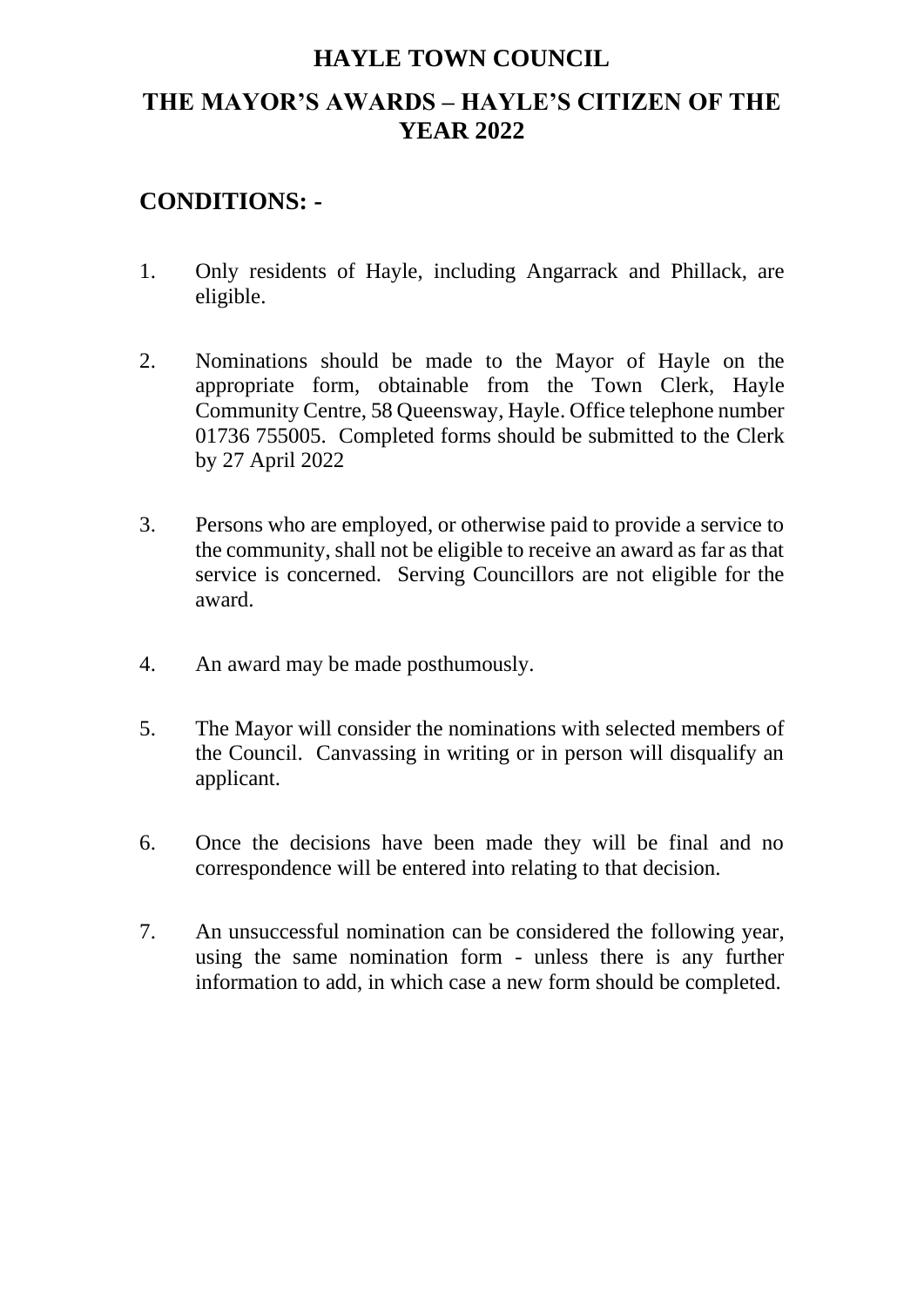# HAYLE TOWN COUNCIL

## THE MAYOR'S AWARDS – HAYLE'S CITIZEN OF THE YEAR 2022

## CONDITIONS: -

1. Only residents of Hayle, including Angarrack and Phillack, are eligible.

2. Nominations should be made to the Mayor of Hayle on the appropriate form, obtainable from the Town Clerk, Hayle Community Centre, 58 Queensway, Hayle. Office telephone number 01736 755005. Completed forms should be submitted to the Clerk by 27 April 2022

3. Persons who are employed, or otherwise paid to provide a service to the community, shall not be eligible to receive an award as far as that service is concerned. Serving Councillors are not eligible for the award.

4. An award may be made posthumously.

5. The Mayor will consider the nominations with selected members of the Council. Canvassing in writing or in person will disqualify an applicant.

6. Once the decisions have been made they will be final and no correspondence will be entered into relating to that decision.

7. An unsuccessful nomination can be considered the following year, using the same nomination form - unless there is any further information to add, in which case a new form should be completed.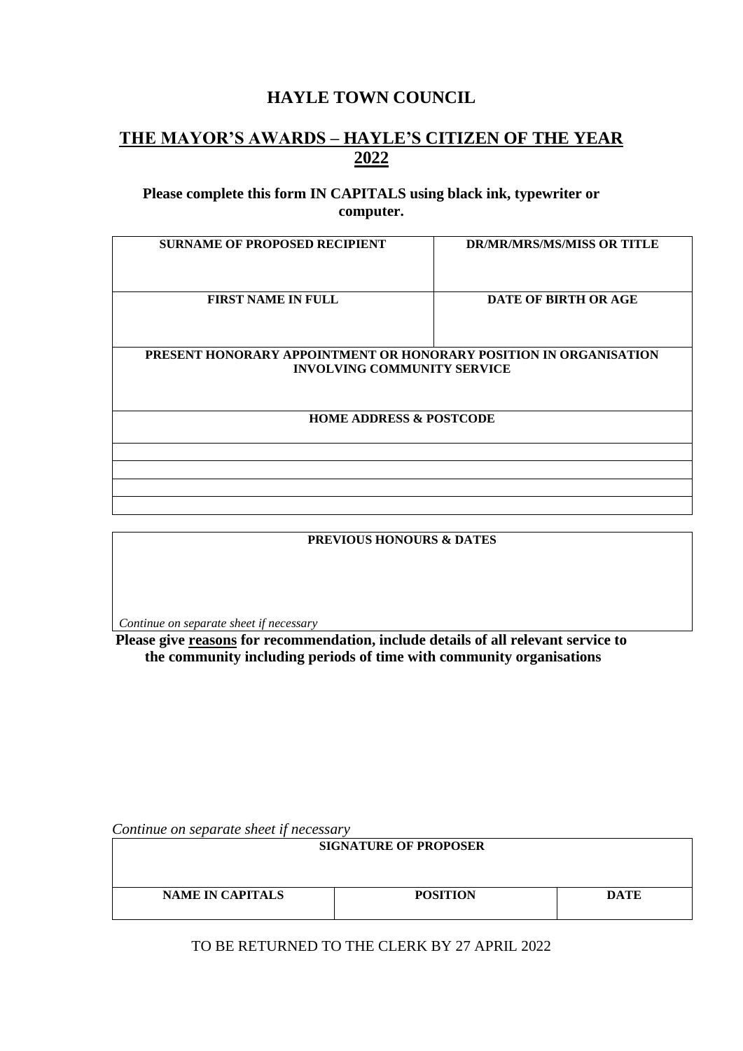# HAYLE TOWN COUNCIL

## THE MAYOR'S AWARDS – HAYLE'S CITIZEN OF THE YEAR 2022

**Please complete this form IN CAPITALS using black ink, typewriter or computer.**

| SURNAME OF PROPOSED RECIPIENT | DR/MR/MRS/MS/MISS OR TITLE |
|---|---|
| | |
| **FIRST NAME IN FULL** | **DATE OF BIRTH OR AGE** |
| | |
| **PRESENT HONORARY APPOINTMENT OR HONORARY POSITION IN ORGANISATION INVOLVING COMMUNITY SERVICE** | |
| | |
| **HOME ADDRESS & POSTCODE** | |
| | |
| | |
| | |
| | |

| PREVIOUS HONOURS & DATES |
|---|
| |
| *Continue on separate sheet if necessary* |

**Please give reasons for recommendation, include details of all relevant service to the community including periods of time with community organisations**

*Continue on separate sheet if necessary*

| SIGNATURE OF PROPOSER | | |
|---|---|---|
| | | |
| **NAME IN CAPITALS** | **POSITION** | **DATE** |
| | | |

TO BE RETURNED TO THE CLERK BY 27 APRIL 2022